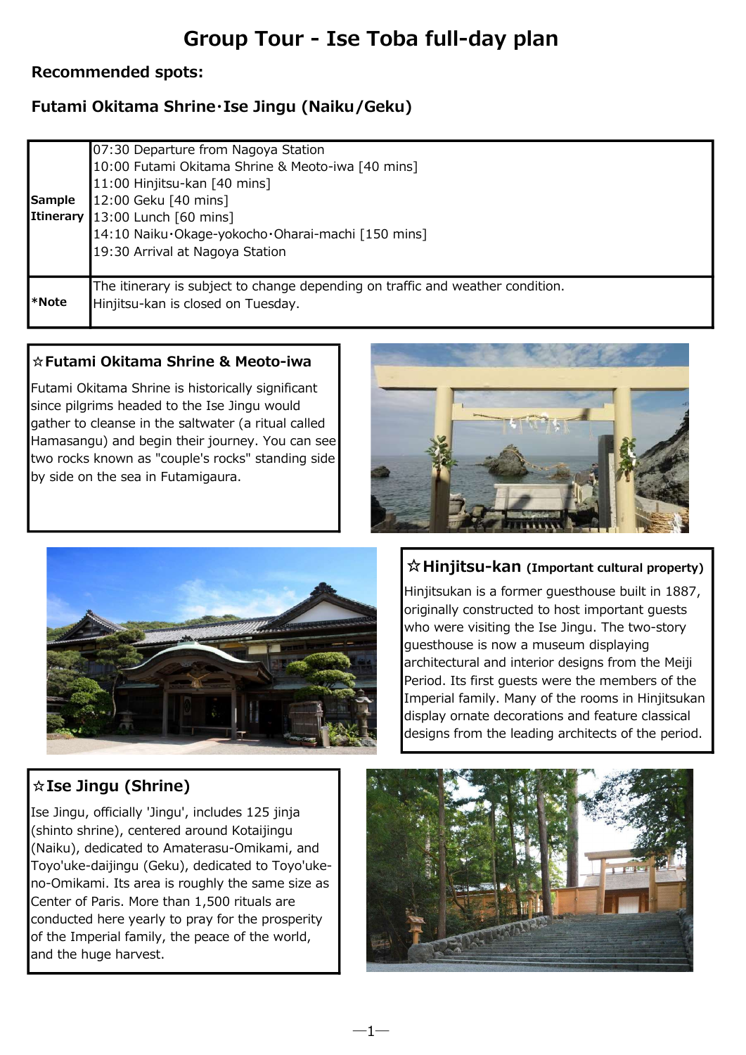# Group Tour - Ise Toba full-day plan

**Recommended spots:**

**Futami Okitama Shrine･Ise Jingu (Naiku/Geku)**

| | |
|---|---|
| **Sample Itinerary** | 07:30 Departure from Nagoya Station<br>10:00 Futami Okitama Shrine & Meoto-iwa [40 mins]<br>11:00 Hinjitsu-kan [40 mins]<br>12:00 Geku [40 mins]<br>13:00 Lunch [60 mins]<br>14:10 Naiku･Okage-yokocho･Oharai-machi [150 mins]<br>19:30 Arrival at Nagoya Station |
| ***Note** | The itinerary is subject to change depending on traffic and weather condition.<br>Hinjitsu-kan is closed on Tuesday. |

### ☆Futami Okitama Shrine & Meoto-iwa

Futami Okitama Shrine is historically significant since pilgrims headed to the Ise Jingu would gather to cleanse in the saltwater (a ritual called Hamasangu) and begin their journey. You can see two rocks known as "couple's rocks" standing side by side on the sea in Futamigaura.

### ☆Hinjitsu-kan (Important cultural property)

Hinjitsukan is a former guesthouse built in 1887, originally constructed to host important guests who were visiting the Ise Jingu. The two-story guesthouse is now a museum displaying architectural and interior designs from the Meiji Period. Its first guests were the members of the Imperial family. Many of the rooms in Hinjitsukan display ornate decorations and feature classical designs from the leading architects of the period.

### ☆Ise Jingu (Shrine)

Ise Jingu, officially 'Jingu', includes 125 jinja (shinto shrine), centered around Kotaijingu (Naiku), dedicated to Amaterasu-Omikami, and Toyo'uke-daijingu (Geku), dedicated to Toyo'uke-no-Omikami. Its area is roughly the same size as Center of Paris. More than 1,500 rituals are conducted here yearly to pray for the prosperity of the Imperial family, the peace of the world, and the huge harvest.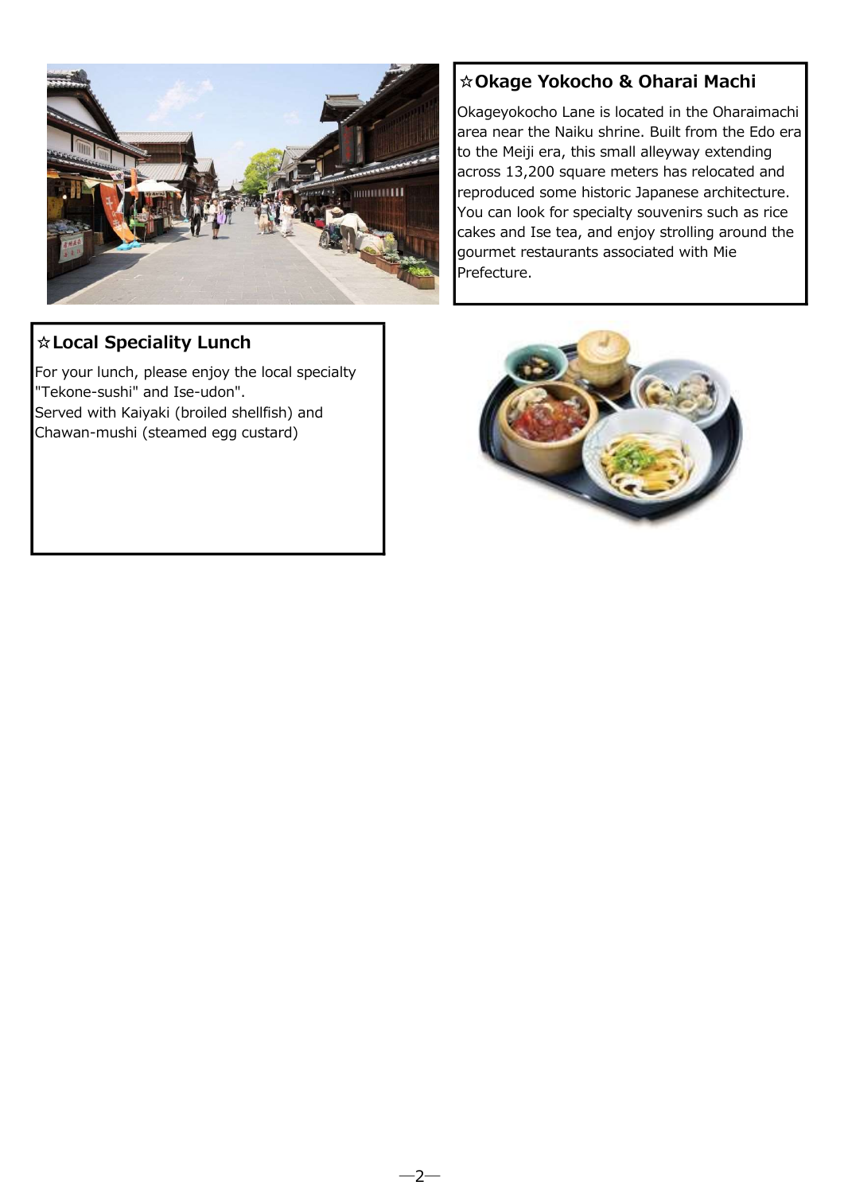### ☆Okage Yokocho & Oharai Machi

Okageyokocho Lane is located in the Oharaimachi area near the Naiku shrine. Built from the Edo era to the Meiji era, this small alleyway extending across 13,200 square meters has relocated and reproduced some historic Japanese architecture. You can look for specialty souvenirs such as rice cakes and Ise tea, and enjoy strolling around the gourmet restaurants associated with Mie Prefecture.

### ☆Local Speciality Lunch

For your lunch, please enjoy the local specialty "Tekone-sushi" and Ise-udon".
Served with Kaiyaki (broiled shellfish) and Chawan-mushi (steamed egg custard)